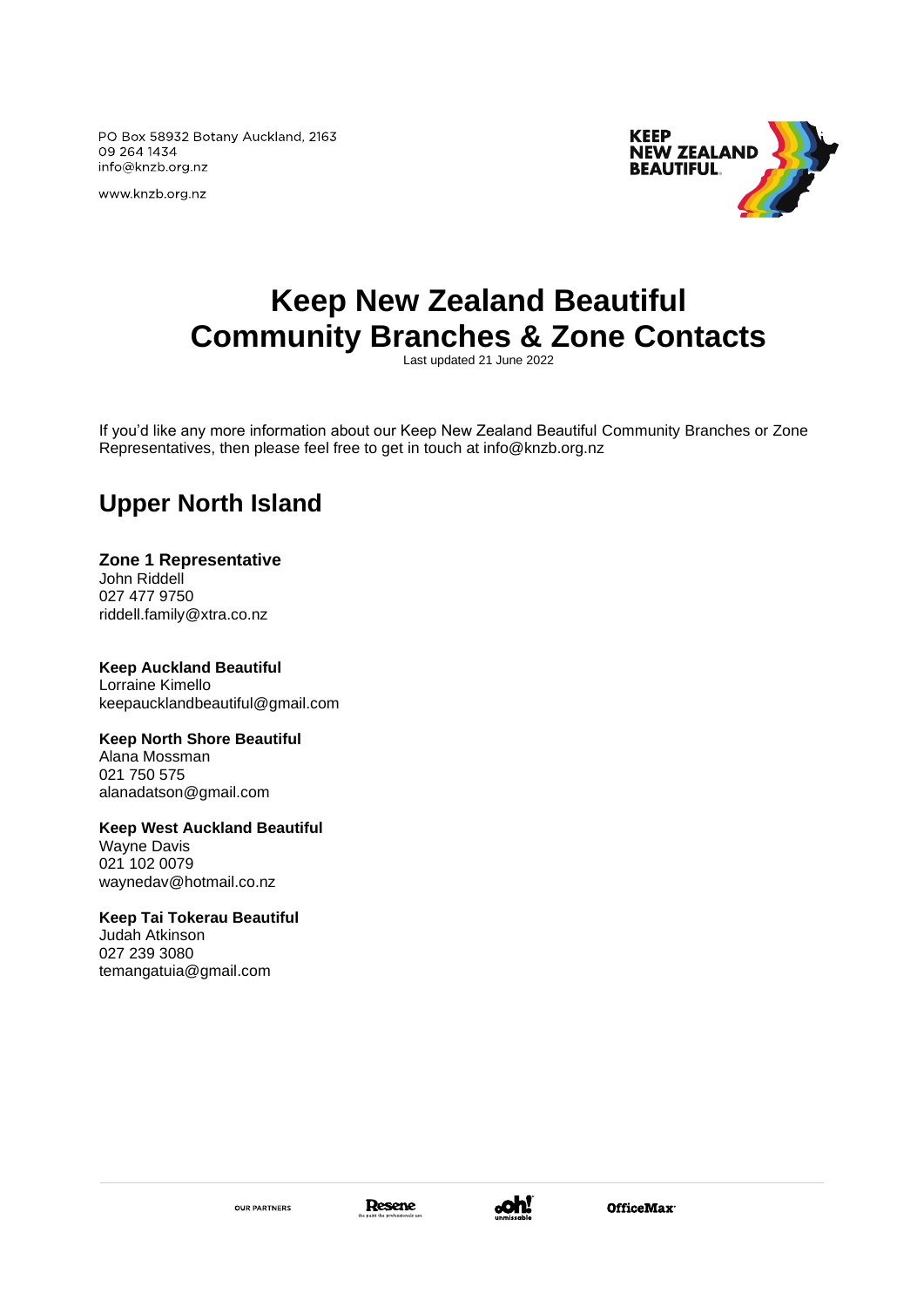PO Box 58932 Botany Auckland, 2163
09 264 1434
info@knzb.org.nz

www.knzb.org.nz

# Keep New Zealand Beautiful Community Branches & Zone Contacts

Last updated 21 June 2022

If you'd like any more information about our Keep New Zealand Beautiful Community Branches or Zone Representatives, then please feel free to get in touch at info@knzb.org.nz

## Upper North Island

**Zone 1 Representative**
John Riddell
027 477 9750
riddell.family@xtra.co.nz

**Keep Auckland Beautiful**
Lorraine Kimello
keepaucklandbeautiful@gmail.com

**Keep North Shore Beautiful**
Alana Mossman
021 750 575
alanadatson@gmail.com

**Keep West Auckland Beautiful**
Wayne Davis
021 102 0079
waynedav@hotmail.co.nz

**Keep Tai Tokerau Beautiful**
Judah Atkinson
027 239 3080
temangatuia@gmail.com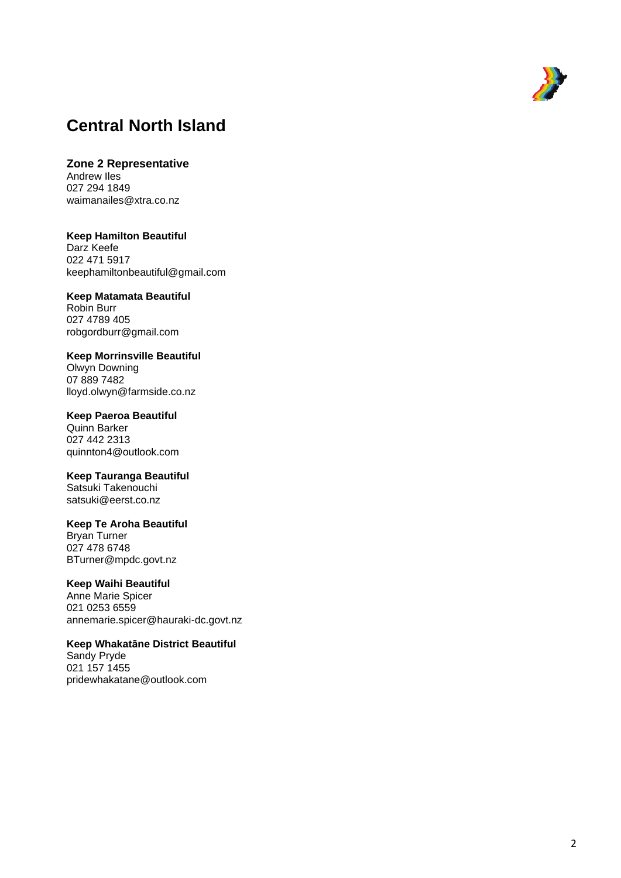# Central North Island

### Zone 2 Representative
Andrew Iles
027 294 1849
waimanailes@xtra.co.nz

### Keep Hamilton Beautiful
Darz Keefe
022 471 5917
keephamiltonbeautiful@gmail.com

### Keep Matamata Beautiful
Robin Burr
027 4789 405
robgordburr@gmail.com

### Keep Morrinsville Beautiful
Olwyn Downing
07 889 7482
lloyd.olwyn@farmside.co.nz

### Keep Paeroa Beautiful
Quinn Barker
027 442 2313
quinnton4@outlook.com

### Keep Tauranga Beautiful
Satsuki Takenouchi
satsuki@eerst.co.nz

### Keep Te Aroha Beautiful
Bryan Turner
027 478 6748
BTurner@mpdc.govt.nz

### Keep Waihi Beautiful
Anne Marie Spicer
021 0253 6559
annemarie.spicer@hauraki-dc.govt.nz

### Keep Whakatāne District Beautiful
Sandy Pryde
021 157 1455
pridewhakatane@outlook.com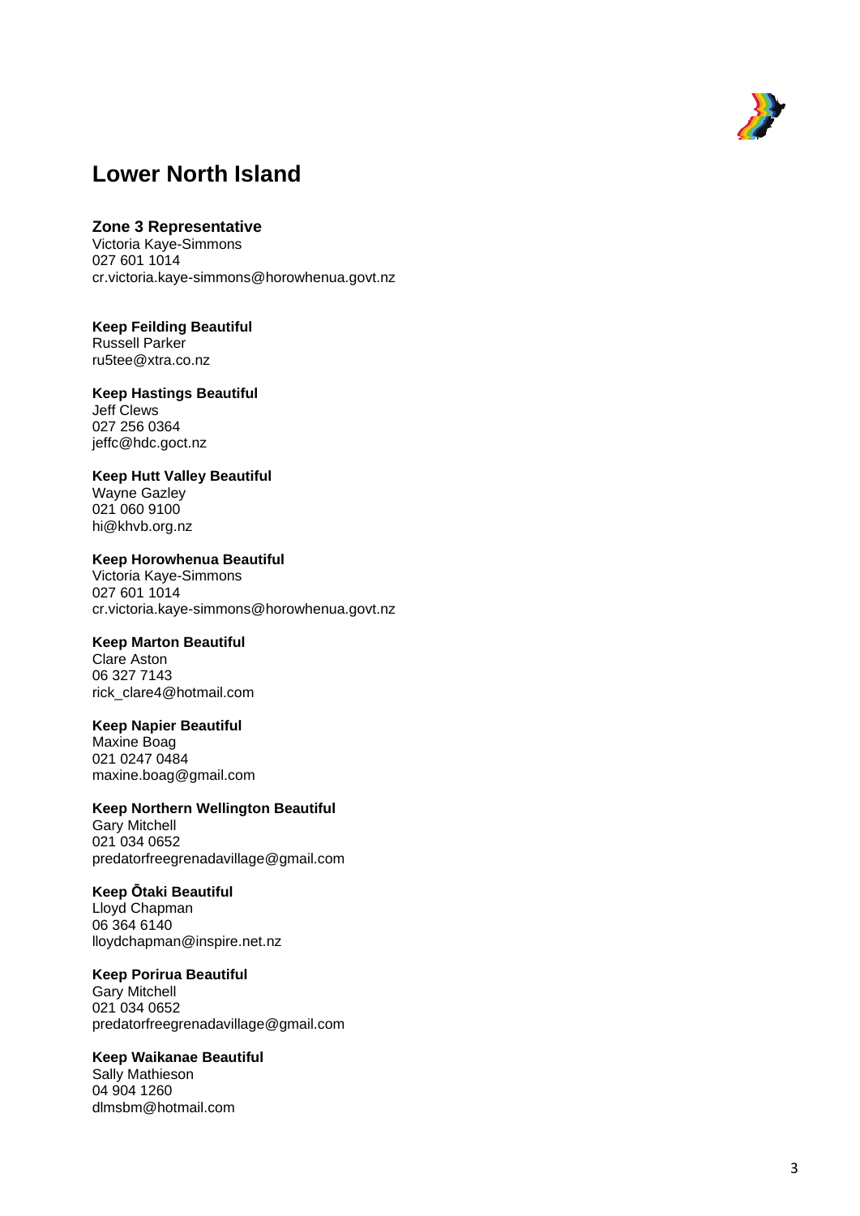# Lower North Island

**Zone 3 Representative**
Victoria Kaye-Simmons
027 601 1014
cr.victoria.kaye-simmons@horowhenua.govt.nz

**Keep Feilding Beautiful**
Russell Parker
ru5tee@xtra.co.nz

**Keep Hastings Beautiful**
Jeff Clews
027 256 0364
jeffc@hdc.goct.nz

**Keep Hutt Valley Beautiful**
Wayne Gazley
021 060 9100
hi@khvb.org.nz

**Keep Horowhenua Beautiful**
Victoria Kaye-Simmons
027 601 1014
cr.victoria.kaye-simmons@horowhenua.govt.nz

**Keep Marton Beautiful**
Clare Aston
06 327 7143
rick_clare4@hotmail.com

**Keep Napier Beautiful**
Maxine Boag
021 0247 0484
maxine.boag@gmail.com

**Keep Northern Wellington Beautiful**
Gary Mitchell
021 034 0652
predatorfreegrenadavillage@gmail.com

**Keep Ōtaki Beautiful**
Lloyd Chapman
06 364 6140
lloydchapman@inspire.net.nz

**Keep Porirua Beautiful**
Gary Mitchell
021 034 0652
predatorfreegrenadavillage@gmail.com

**Keep Waikanae Beautiful**
Sally Mathieson
04 904 1260
dlmsbm@hotmail.com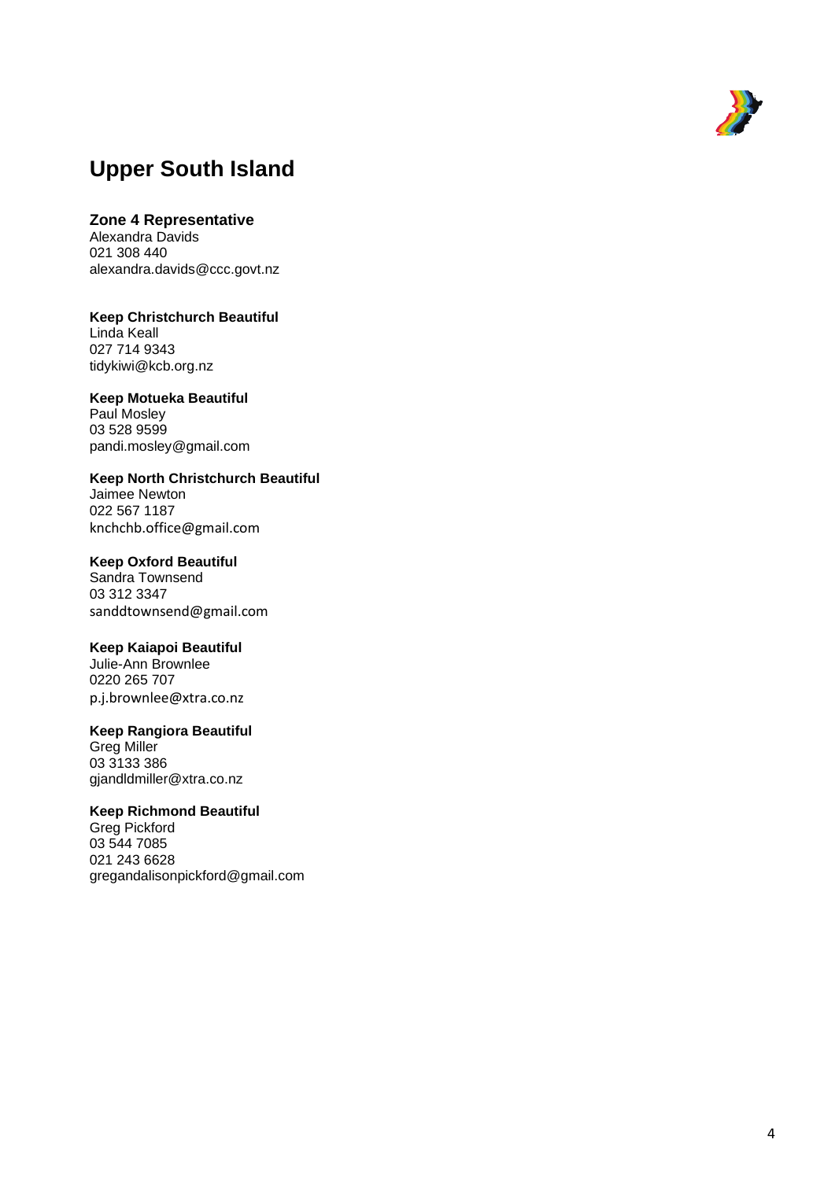## Upper South Island

### Zone 4 Representative

Alexandra Davids
021 308 440
alexandra.davids@ccc.govt.nz

**Keep Christchurch Beautiful**
Linda Keall
027 714 9343
tidykiwi@kcb.org.nz

**Keep Motueka Beautiful**
Paul Mosley
03 528 9599
pandi.mosley@gmail.com

**Keep North Christchurch Beautiful**
Jaimee Newton
022 567 1187
knchchb.office@gmail.com

**Keep Oxford Beautiful**
Sandra Townsend
03 312 3347
sanddtownsend@gmail.com

**Keep Kaiapoi Beautiful**
Julie-Ann Brownlee
0220 265 707
p.j.brownlee@xtra.co.nz

**Keep Rangiora Beautiful**
Greg Miller
03 3133 386
gjandldmiller@xtra.co.nz

**Keep Richmond Beautiful**
Greg Pickford
03 544 7085
021 243 6628
gregandalisonpickford@gmail.com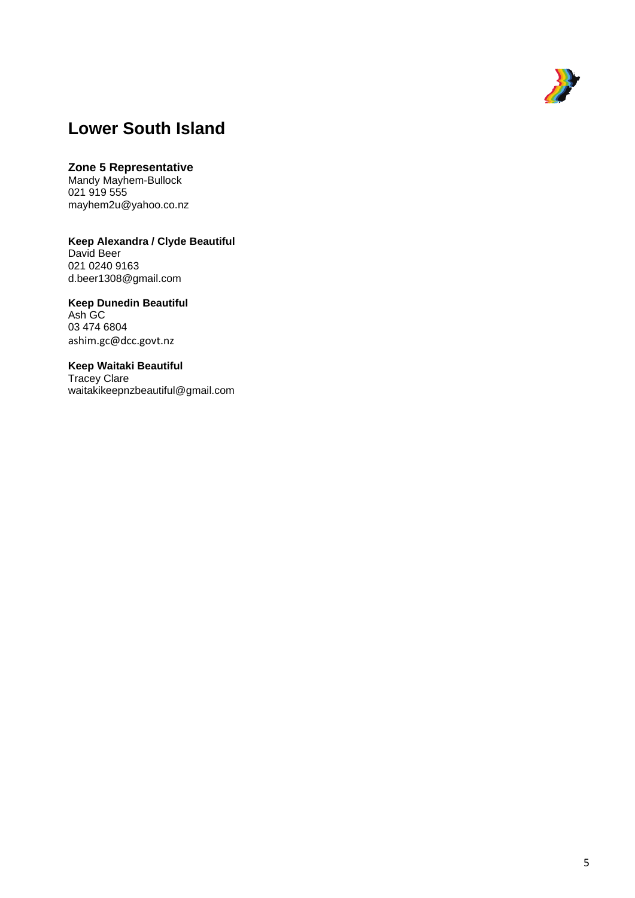# Lower South Island

**Zone 5 Representative**
Mandy Mayhem-Bullock
021 919 555
mayhem2u@yahoo.co.nz

**Keep Alexandra / Clyde Beautiful**
David Beer
021 0240 9163
d.beer1308@gmail.com

**Keep Dunedin Beautiful**
Ash GC
03 474 6804
ashim.gc@dcc.govt.nz

**Keep Waitaki Beautiful**
Tracey Clare
waitakikeepnzbeautiful@gmail.com